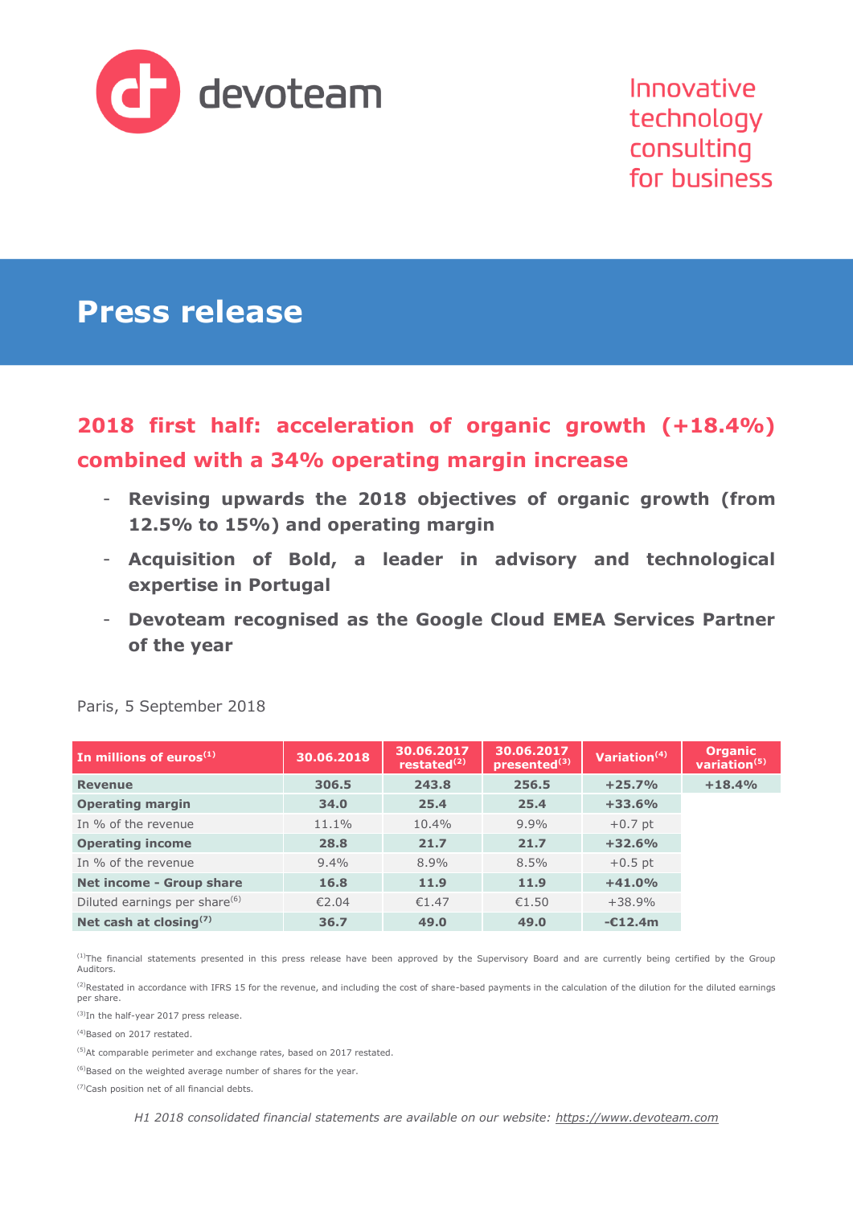devoteam

Innovative technology consulting for business

# Press release

## 2018 first half: acceleration of organic growth (+18.4%) combined with a 34% operating margin increase

- **Revising upwards the 2018 objectives of organic growth (from 12.5% to 15%) and operating margin**
- **Acquisition of Bold, a leader in advisory and technological expertise in Portugal**
- **Devoteam recognised as the Google Cloud EMEA Services Partner of the year**

Paris, 5 September 2018

| In millions of euros[1] | 30.06.2018 | 30.06.2017 restated[2] | 30.06.2017 presented[3] | Variation[4] | Organic variation[5] |
|---|---|---|---|---|---|
| **Revenue** | **306.5** | **243.8** | **256.5** | **+25.7%** | **+18.4%** |
| **Operating margin** | **34.0** | **25.4** | **25.4** | **+33.6%** | |
| In % of the revenue | 11.1% | 10.4% | 9.9% | +0.7 pt | |
| **Operating income** | **28.8** | **21.7** | **21.7** | **+32.6%** | |
| In % of the revenue | 9.4% | 8.9% | 8.5% | +0.5 pt | |
| **Net income - Group share** | **16.8** | **11.9** | **11.9** | **+41.0%** | |
| Diluted earnings per share[6] | €2.04 | €1.47 | €1.50 | +38.9% | |
| **Net cash at closing[7]** | **36.7** | **49.0** | **49.0** | **-€12.4m** | |

[1]The financial statements presented in this press release have been approved by the Supervisory Board and are currently being certified by the Group Auditors.

[2]Restated in accordance with IFRS 15 for the revenue, and including the cost of share-based payments in the calculation of the dilution for the diluted earnings per share.

[3]In the half-year 2017 press release.

[4]Based on 2017 restated.

[5]At comparable perimeter and exchange rates, based on 2017 restated.

[6]Based on the weighted average number of shares for the year.

[7]Cash position net of all financial debts.

*H1 2018 consolidated financial statements are available on our website: https://www.devoteam.com*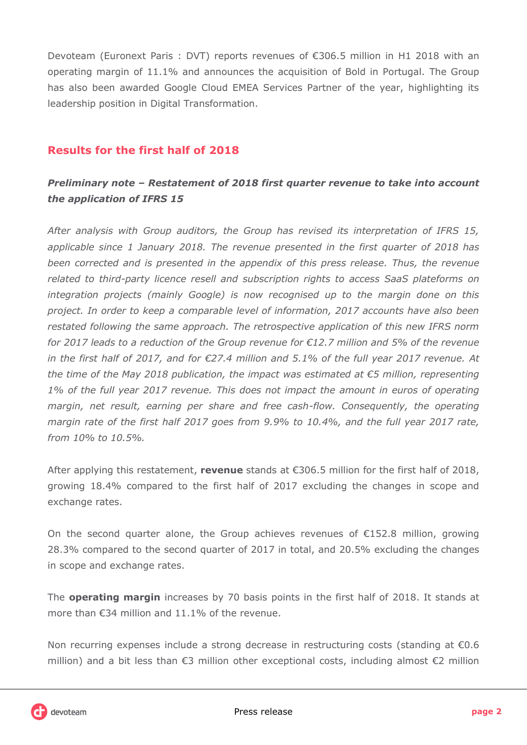Devoteam (Euronext Paris : DVT) reports revenues of €306.5 million in H1 2018 with an operating margin of 11.1% and announces the acquisition of Bold in Portugal. The Group has also been awarded Google Cloud EMEA Services Partner of the year, highlighting its leadership position in Digital Transformation.

## Results for the first half of 2018

***Preliminary note – Restatement of 2018 first quarter revenue to take into account the application of IFRS 15***

*After analysis with Group auditors, the Group has revised its interpretation of IFRS 15, applicable since 1 January 2018. The revenue presented in the first quarter of 2018 has been corrected and is presented in the appendix of this press release. Thus, the revenue related to third-party licence resell and subscription rights to access SaaS plateforms on integration projects (mainly Google) is now recognised up to the margin done on this project. In order to keep a comparable level of information, 2017 accounts have also been restated following the same approach. The retrospective application of this new IFRS norm for 2017 leads to a reduction of the Group revenue for €12.7 million and 5% of the revenue in the first half of 2017, and for €27.4 million and 5.1% of the full year 2017 revenue. At the time of the May 2018 publication, the impact was estimated at €5 million, representing 1% of the full year 2017 revenue. This does not impact the amount in euros of operating margin, net result, earning per share and free cash-flow. Consequently, the operating margin rate of the first half 2017 goes from 9.9% to 10.4%, and the full year 2017 rate, from 10% to 10.5%.*

After applying this restatement, **revenue** stands at €306.5 million for the first half of 2018, growing 18.4% compared to the first half of 2017 excluding the changes in scope and exchange rates.

On the second quarter alone, the Group achieves revenues of €152.8 million, growing 28.3% compared to the second quarter of 2017 in total, and 20.5% excluding the changes in scope and exchange rates.

The **operating margin** increases by 70 basis points in the first half of 2018. It stands at more than €34 million and 11.1% of the revenue.

Non recurring expenses include a strong decrease in restructuring costs (standing at €0.6 million) and a bit less than €3 million other exceptional costs, including almost €2 million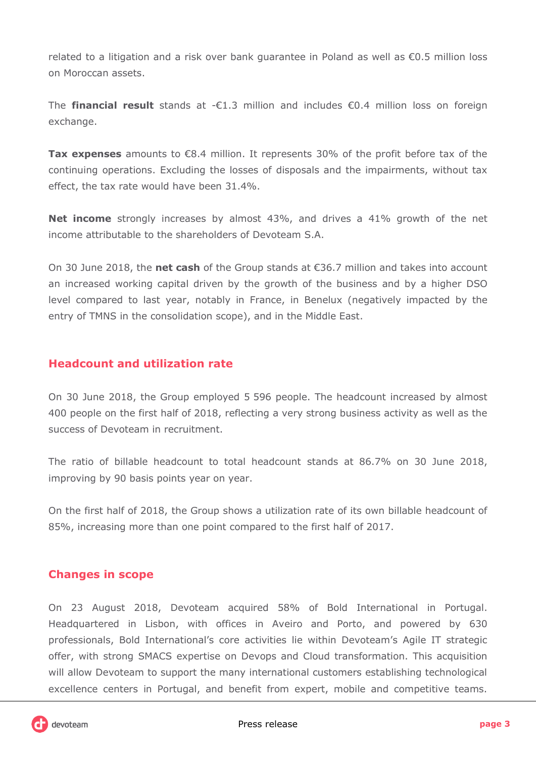related to a litigation and a risk over bank guarantee in Poland as well as €0.5 million loss on Moroccan assets.

The **financial result** stands at -€1.3 million and includes €0.4 million loss on foreign exchange.

**Tax expenses** amounts to €8.4 million. It represents 30% of the profit before tax of the continuing operations. Excluding the losses of disposals and the impairments, without tax effect, the tax rate would have been 31.4%.

**Net income** strongly increases by almost 43%, and drives a 41% growth of the net income attributable to the shareholders of Devoteam S.A.

On 30 June 2018, the **net cash** of the Group stands at €36.7 million and takes into account an increased working capital driven by the growth of the business and by a higher DSO level compared to last year, notably in France, in Benelux (negatively impacted by the entry of TMNS in the consolidation scope), and in the Middle East.

## Headcount and utilization rate

On 30 June 2018, the Group employed 5 596 people. The headcount increased by almost 400 people on the first half of 2018, reflecting a very strong business activity as well as the success of Devoteam in recruitment.

The ratio of billable headcount to total headcount stands at 86.7% on 30 June 2018, improving by 90 basis points year on year.

On the first half of 2018, the Group shows a utilization rate of its own billable headcount of 85%, increasing more than one point compared to the first half of 2017.

## Changes in scope

On 23 August 2018, Devoteam acquired 58% of Bold International in Portugal. Headquartered in Lisbon, with offices in Aveiro and Porto, and powered by 630 professionals, Bold International's core activities lie within Devoteam's Agile IT strategic offer, with strong SMACS expertise on Devops and Cloud transformation. This acquisition will allow Devoteam to support the many international customers establishing technological excellence centers in Portugal, and benefit from expert, mobile and competitive teams.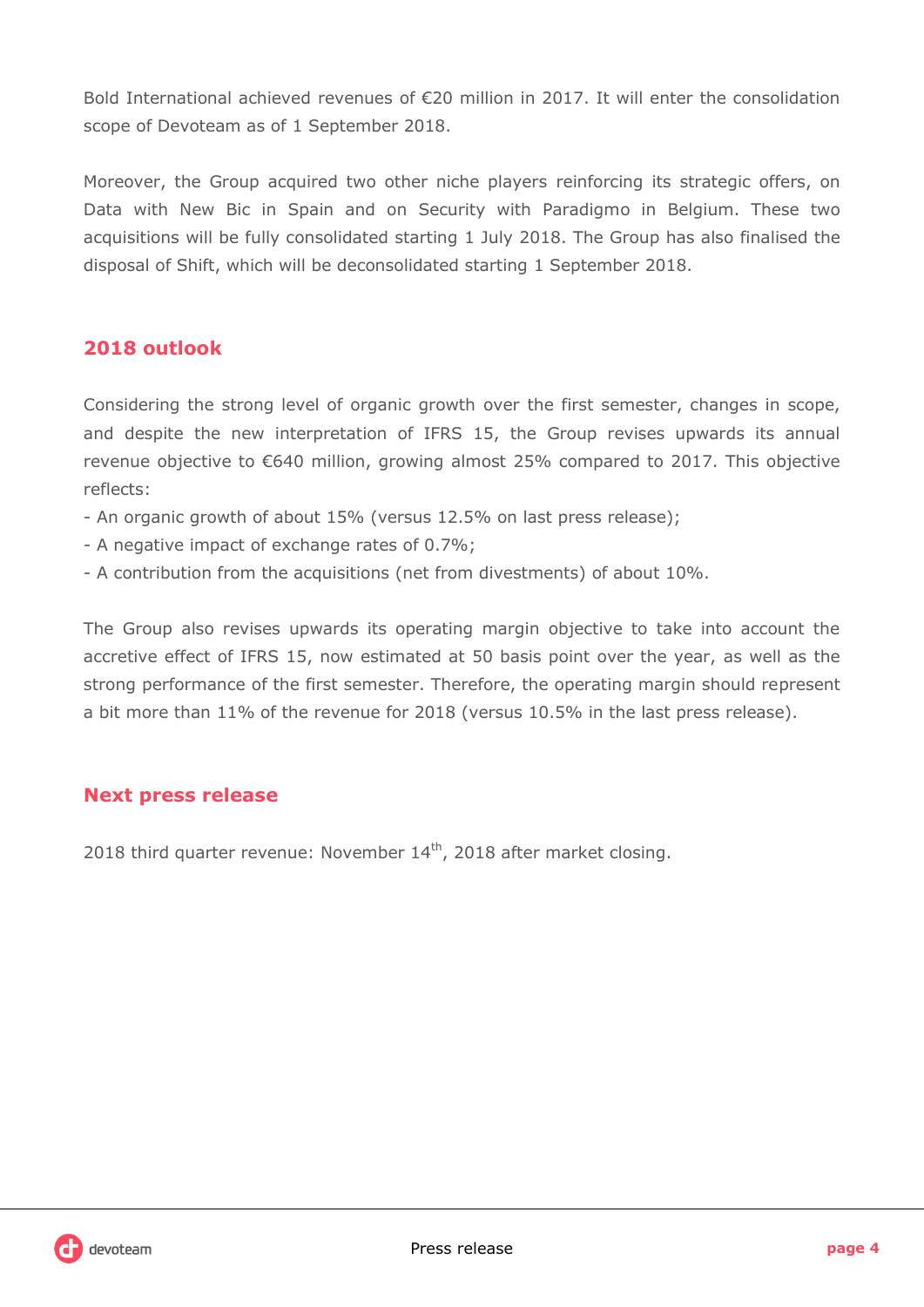Bold International achieved revenues of €20 million in 2017. It will enter the consolidation scope of Devoteam as of 1 September 2018.

Moreover, the Group acquired two other niche players reinforcing its strategic offers, on Data with New Bic in Spain and on Security with Paradigmo in Belgium. These two acquisitions will be fully consolidated starting 1 July 2018. The Group has also finalised the disposal of Shift, which will be deconsolidated starting 1 September 2018.

## 2018 outlook

Considering the strong level of organic growth over the first semester, changes in scope, and despite the new interpretation of IFRS 15, the Group revises upwards its annual revenue objective to €640 million, growing almost 25% compared to 2017. This objective reflects:

- An organic growth of about 15% (versus 12.5% on last press release);
- A negative impact of exchange rates of 0.7%;
- A contribution from the acquisitions (net from divestments) of about 10%.

The Group also revises upwards its operating margin objective to take into account the accretive effect of IFRS 15, now estimated at 50 basis point over the year, as well as the strong performance of the first semester. Therefore, the operating margin should represent a bit more than 11% of the revenue for 2018 (versus 10.5% in the last press release).

## Next press release

2018 third quarter revenue: November 14th, 2018 after market closing.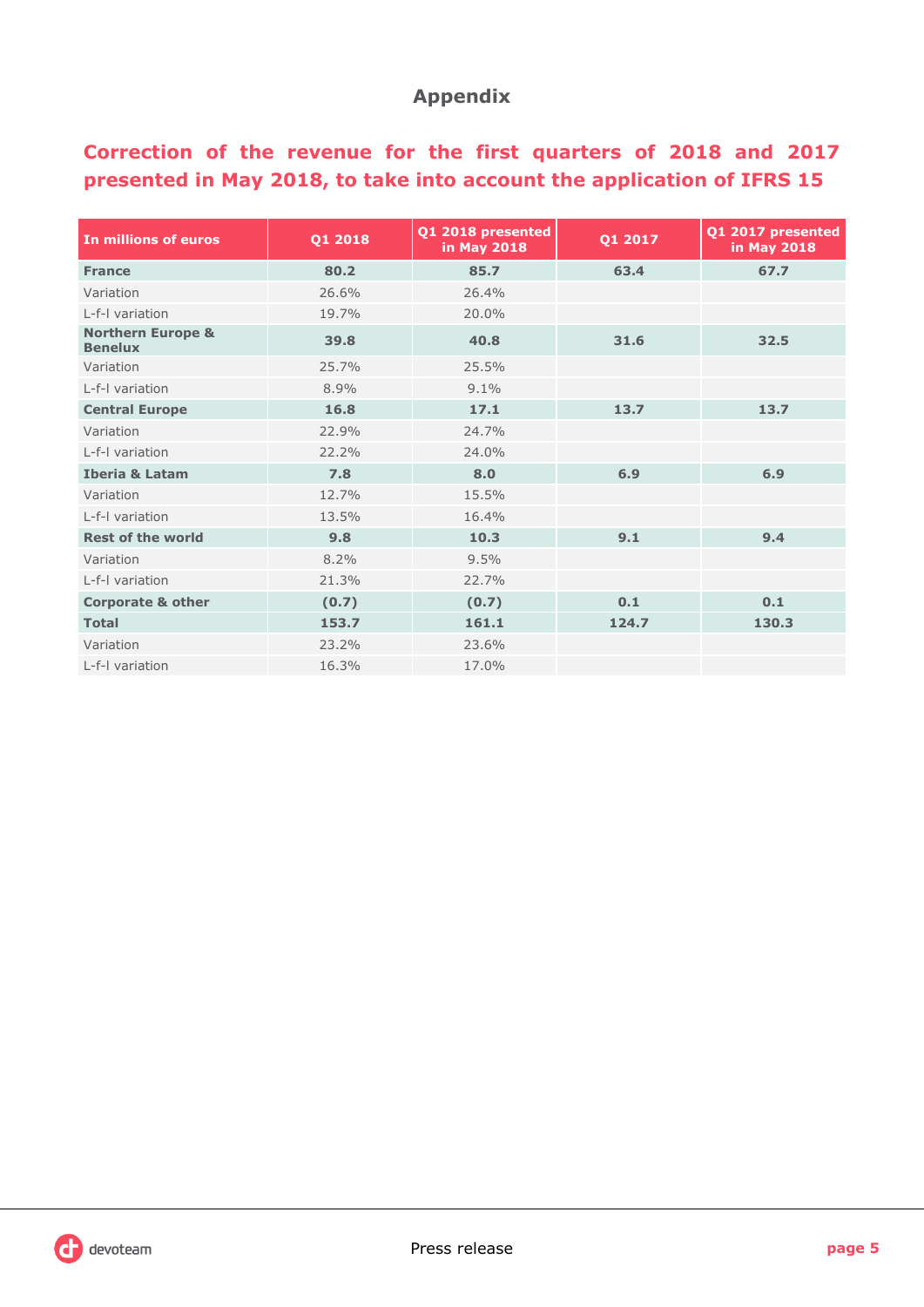## Appendix

## Correction of the revenue for the first quarters of 2018 and 2017 presented in May 2018, to take into account the application of IFRS 15

| In millions of euros | Q1 2018 | Q1 2018 presented in May 2018 | Q1 2017 | Q1 2017 presented in May 2018 |
|---|---|---|---|---|
| **France** | **80.2** | **85.7** | **63.4** | **67.7** |
| Variation | 26.6% | 26.4% | | |
| L-f-l variation | 19.7% | 20.0% | | |
| **Northern Europe & Benelux** | **39.8** | **40.8** | **31.6** | **32.5** |
| Variation | 25.7% | 25.5% | | |
| L-f-l variation | 8.9% | 9.1% | | |
| **Central Europe** | **16.8** | **17.1** | **13.7** | **13.7** |
| Variation | 22.9% | 24.7% | | |
| L-f-l variation | 22.2% | 24.0% | | |
| **Iberia & Latam** | **7.8** | **8.0** | **6.9** | **6.9** |
| Variation | 12.7% | 15.5% | | |
| L-f-l variation | 13.5% | 16.4% | | |
| **Rest of the world** | **9.8** | **10.3** | **9.1** | **9.4** |
| Variation | 8.2% | 9.5% | | |
| L-f-l variation | 21.3% | 22.7% | | |
| **Corporate & other** | **(0.7)** | **(0.7)** | **0.1** | **0.1** |
| **Total** | **153.7** | **161.1** | **124.7** | **130.3** |
| Variation | 23.2% | 23.6% | | |
| L-f-l variation | 16.3% | 17.0% | | |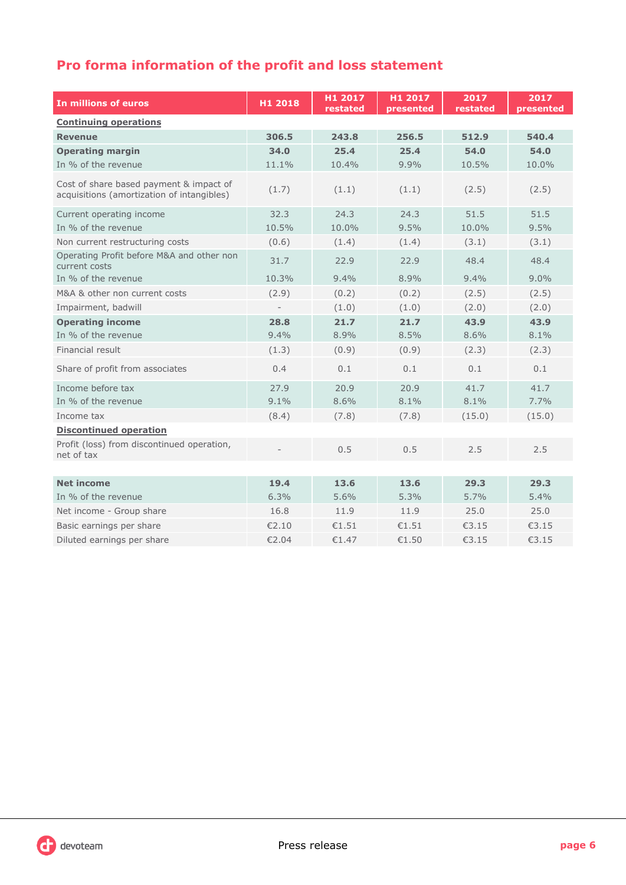## Pro forma information of the profit and loss statement

| In millions of euros | H1 2018 | H1 2017 restated | H1 2017 presented | 2017 restated | 2017 presented |
|---|---|---|---|---|---|
| **Continuing operations** | | | | | |
| **Revenue** | **306.5** | **243.8** | **256.5** | **512.9** | **540.4** |
| **Operating margin** | **34.0** | **25.4** | **25.4** | **54.0** | **54.0** |
| In % of the revenue | 11.1% | 10.4% | 9.9% | 10.5% | 10.0% |
| Cost of share based payment & impact of acquisitions (amortization of intangibles) | (1.7) | (1.1) | (1.1) | (2.5) | (2.5) |
| Current operating income | 32.3 | 24.3 | 24.3 | 51.5 | 51.5 |
| In % of the revenue | 10.5% | 10.0% | 9.5% | 10.0% | 9.5% |
| Non current restructuring costs | (0.6) | (1.4) | (1.4) | (3.1) | (3.1) |
| Operating Profit before M&A and other non current costs | 31.7 | 22.9 | 22.9 | 48.4 | 48.4 |
| In % of the revenue | 10.3% | 9.4% | 8.9% | 9.4% | 9.0% |
| M&A & other non current costs | (2.9) | (0.2) | (0.2) | (2.5) | (2.5) |
| Impairment, badwill | - | (1.0) | (1.0) | (2.0) | (2.0) |
| **Operating income** | **28.8** | **21.7** | **21.7** | **43.9** | **43.9** |
| In % of the revenue | 9.4% | 8.9% | 8.5% | 8.6% | 8.1% |
| Financial result | (1.3) | (0.9) | (0.9) | (2.3) | (2.3) |
| Share of profit from associates | 0.4 | 0.1 | 0.1 | 0.1 | 0.1 |
| Income before tax | 27.9 | 20.9 | 20.9 | 41.7 | 41.7 |
| In % of the revenue | 9.1% | 8.6% | 8.1% | 8.1% | 7.7% |
| Income tax | (8.4) | (7.8) | (7.8) | (15.0) | (15.0) |
| **Discontinued operation** | | | | | |
| Profit (loss) from discontinued operation, net of tax | - | 0.5 | 0.5 | 2.5 | 2.5 |
| **Net income** | **19.4** | **13.6** | **13.6** | **29.3** | **29.3** |
| In % of the revenue | 6.3% | 5.6% | 5.3% | 5.7% | 5.4% |
| Net income - Group share | 16.8 | 11.9 | 11.9 | 25.0 | 25.0 |
| Basic earnings per share | €2.10 | €1.51 | €1.51 | €3.15 | €3.15 |
| Diluted earnings per share | €2.04 | €1.47 | €1.50 | €3.15 | €3.15 |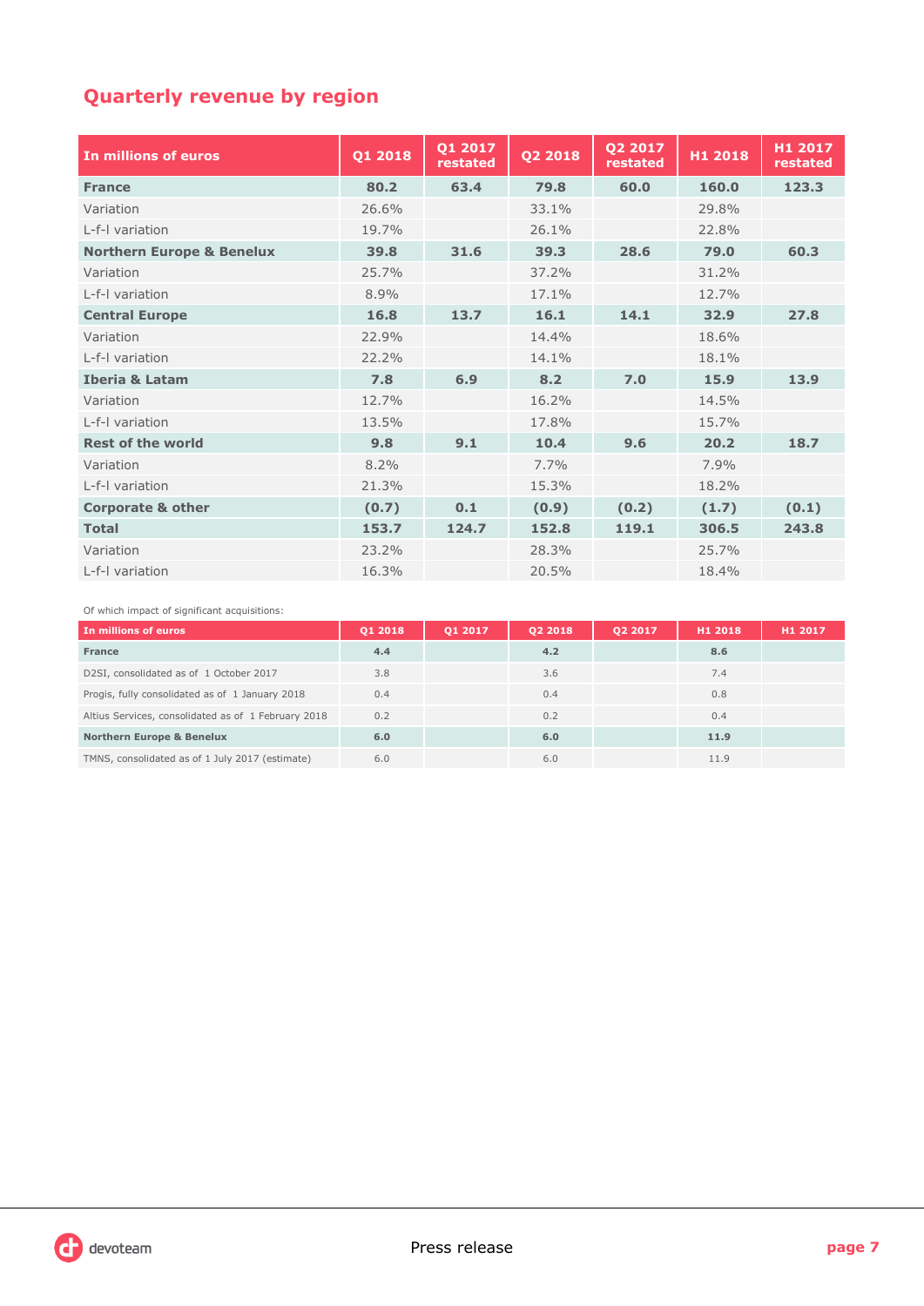## Quarterly revenue by region

| In millions of euros | Q1 2018 | Q1 2017 restated | Q2 2018 | Q2 2017 restated | H1 2018 | H1 2017 restated |
|---|---|---|---|---|---|---|
| **France** | **80.2** | **63.4** | **79.8** | **60.0** | **160.0** | **123.3** |
| Variation | 26.6% | | 33.1% | | 29.8% | |
| L-f-l variation | 19.7% | | 26.1% | | 22.8% | |
| **Northern Europe & Benelux** | **39.8** | **31.6** | **39.3** | **28.6** | **79.0** | **60.3** |
| Variation | 25.7% | | 37.2% | | 31.2% | |
| L-f-l variation | 8.9% | | 17.1% | | 12.7% | |
| **Central Europe** | **16.8** | **13.7** | **16.1** | **14.1** | **32.9** | **27.8** |
| Variation | 22.9% | | 14.4% | | 18.6% | |
| L-f-l variation | 22.2% | | 14.1% | | 18.1% | |
| **Iberia & Latam** | **7.8** | **6.9** | **8.2** | **7.0** | **15.9** | **13.9** |
| Variation | 12.7% | | 16.2% | | 14.5% | |
| L-f-l variation | 13.5% | | 17.8% | | 15.7% | |
| **Rest of the world** | **9.8** | **9.1** | **10.4** | **9.6** | **20.2** | **18.7** |
| Variation | 8.2% | | 7.7% | | 7.9% | |
| L-f-l variation | 21.3% | | 15.3% | | 18.2% | |
| **Corporate & other** | **(0.7)** | **0.1** | **(0.9)** | **(0.2)** | **(1.7)** | **(0.1)** |
| **Total** | **153.7** | **124.7** | **152.8** | **119.1** | **306.5** | **243.8** |
| Variation | 23.2% | | 28.3% | | 25.7% | |
| L-f-l variation | 16.3% | | 20.5% | | 18.4% | |

Of which impact of significant acquisitions:

| In millions of euros | Q1 2018 | Q1 2017 | Q2 2018 | Q2 2017 | H1 2018 | H1 2017 |
|---|---|---|---|---|---|---|
| **France** | **4.4** | | **4.2** | | **8.6** | |
| D2SI, consolidated as of 1 October 2017 | 3.8 | | 3.6 | | 7.4 | |
| Progis, fully consolidated as of 1 January 2018 | 0.4 | | 0.4 | | 0.8 | |
| Altius Services, consolidated as of 1 February 2018 | 0.2 | | 0.2 | | 0.4 | |
| **Northern Europe & Benelux** | **6.0** | | **6.0** | | **11.9** | |
| TMNS, consolidated as of 1 July 2017 (estimate) | 6.0 | | 6.0 | | 11.9 | |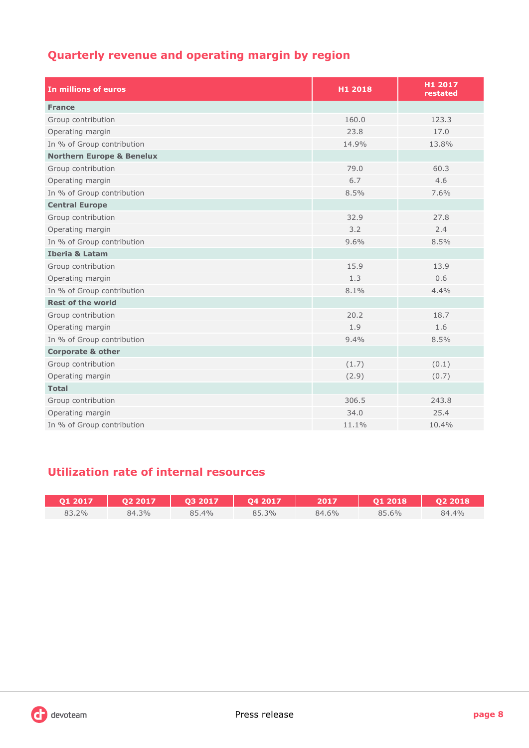## Quarterly revenue and operating margin by region

| In millions of euros | H1 2018 | H1 2017 restated |
|---|---|---|
| **France** | | |
| Group contribution | 160.0 | 123.3 |
| Operating margin | 23.8 | 17.0 |
| In % of Group contribution | 14.9% | 13.8% |
| **Northern Europe & Benelux** | | |
| Group contribution | 79.0 | 60.3 |
| Operating margin | 6.7 | 4.6 |
| In % of Group contribution | 8.5% | 7.6% |
| **Central Europe** | | |
| Group contribution | 32.9 | 27.8 |
| Operating margin | 3.2 | 2.4 |
| In % of Group contribution | 9.6% | 8.5% |
| **Iberia & Latam** | | |
| Group contribution | 15.9 | 13.9 |
| Operating margin | 1.3 | 0.6 |
| In % of Group contribution | 8.1% | 4.4% |
| **Rest of the world** | | |
| Group contribution | 20.2 | 18.7 |
| Operating margin | 1.9 | 1.6 |
| In % of Group contribution | 9.4% | 8.5% |
| **Corporate & other** | | |
| Group contribution | (1.7) | (0.1) |
| Operating margin | (2.9) | (0.7) |
| **Total** | | |
| Group contribution | 306.5 | 243.8 |
| Operating margin | 34.0 | 25.4 |
| In % of Group contribution | 11.1% | 10.4% |

## Utilization rate of internal resources

| Q1 2017 | Q2 2017 | Q3 2017 | Q4 2017 | 2017 | Q1 2018 | Q2 2018 |
|---|---|---|---|---|---|---|
| 83.2% | 84.3% | 85.4% | 85.3% | 84.6% | 85.6% | 84.4% |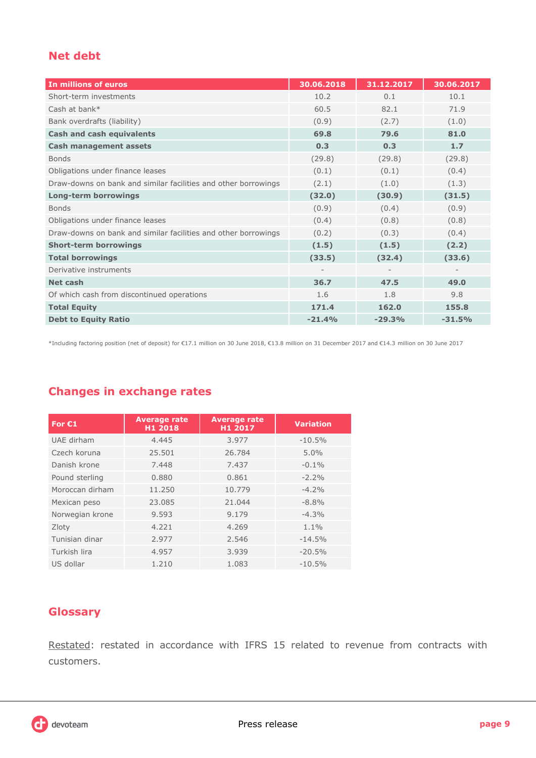## Net debt

| In millions of euros | 30.06.2018 | 31.12.2017 | 30.06.2017 |
|---|---|---|---|
| Short-term investments | 10.2 | 0.1 | 10.1 |
| Cash at bank* | 60.5 | 82.1 | 71.9 |
| Bank overdrafts (liability) | (0.9) | (2.7) | (1.0) |
| **Cash and cash equivalents** | **69.8** | **79.6** | **81.0** |
| **Cash management assets** | **0.3** | **0.3** | **1.7** |
| Bonds | (29.8) | (29.8) | (29.8) |
| Obligations under finance leases | (0.1) | (0.1) | (0.4) |
| Draw-downs on bank and similar facilities and other borrowings | (2.1) | (1.0) | (1.3) |
| **Long-term borrowings** | **(32.0)** | **(30.9)** | **(31.5)** |
| Bonds | (0.9) | (0.4) | (0.9) |
| Obligations under finance leases | (0.4) | (0.8) | (0.8) |
| Draw-downs on bank and similar facilities and other borrowings | (0.2) | (0.3) | (0.4) |
| **Short-term borrowings** | **(1.5)** | **(1.5)** | **(2.2)** |
| **Total borrowings** | **(33.5)** | **(32.4)** | **(33.6)** |
| Derivative instruments | - | - | - |
| **Net cash** | **36.7** | **47.5** | **49.0** |
| Of which cash from discontinued operations | 1.6 | 1.8 | 9.8 |
| **Total Equity** | **171.4** | **162.0** | **155.8** |
| **Debt to Equity Ratio** | **-21.4%** | **-29.3%** | **-31.5%** |

*Including factoring position (net of deposit) for €17.1 million on 30 June 2018, €13.8 million on 31 December 2017 and €14.3 million on 30 June 2017

## Changes in exchange rates

| For €1 | Average rate H1 2018 | Average rate H1 2017 | Variation |
|---|---|---|---|
| UAE dirham | 4.445 | 3.977 | -10.5% |
| Czech koruna | 25.501 | 26.784 | 5.0% |
| Danish krone | 7.448 | 7.437 | -0.1% |
| Pound sterling | 0.880 | 0.861 | -2.2% |
| Moroccan dirham | 11.250 | 10.779 | -4.2% |
| Mexican peso | 23.085 | 21.044 | -8.8% |
| Norwegian krone | 9.593 | 9.179 | -4.3% |
| Zloty | 4.221 | 4.269 | 1.1% |
| Tunisian dinar | 2.977 | 2.546 | -14.5% |
| Turkish lira | 4.957 | 3.939 | -20.5% |
| US dollar | 1.210 | 1.083 | -10.5% |

## Glossary

Restated: restated in accordance with IFRS 15 related to revenue from contracts with customers.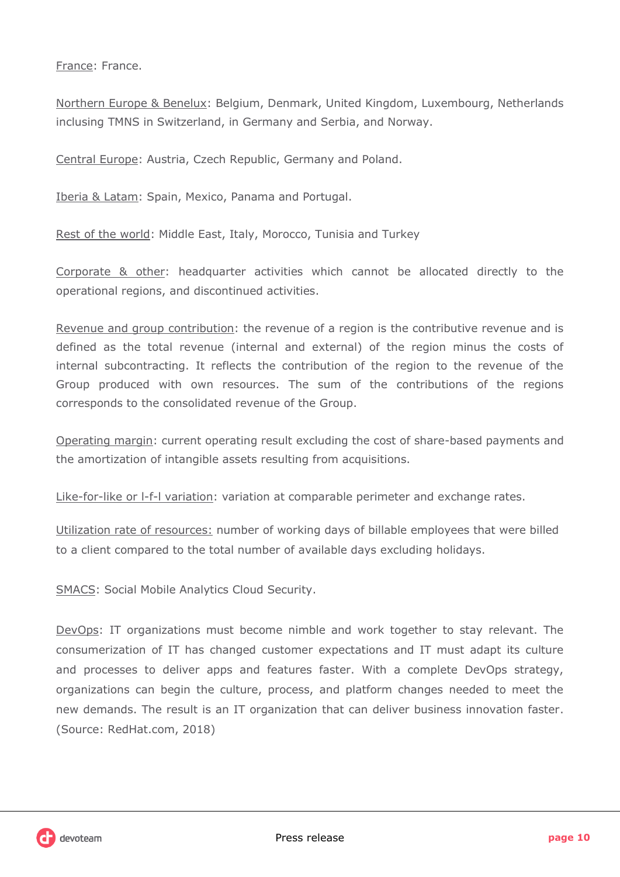France: France.

Northern Europe & Benelux: Belgium, Denmark, United Kingdom, Luxembourg, Netherlands inclusing TMNS in Switzerland, in Germany and Serbia, and Norway.

Central Europe: Austria, Czech Republic, Germany and Poland.

Iberia & Latam: Spain, Mexico, Panama and Portugal.

Rest of the world: Middle East, Italy, Morocco, Tunisia and Turkey

Corporate & other: headquarter activities which cannot be allocated directly to the operational regions, and discontinued activities.

Revenue and group contribution: the revenue of a region is the contributive revenue and is defined as the total revenue (internal and external) of the region minus the costs of internal subcontracting. It reflects the contribution of the region to the revenue of the Group produced with own resources. The sum of the contributions of the regions corresponds to the consolidated revenue of the Group.

Operating margin: current operating result excluding the cost of share-based payments and the amortization of intangible assets resulting from acquisitions.

Like-for-like or l-f-l variation: variation at comparable perimeter and exchange rates.

Utilization rate of resources: number of working days of billable employees that were billed to a client compared to the total number of available days excluding holidays.

SMACS: Social Mobile Analytics Cloud Security.

DevOps: IT organizations must become nimble and work together to stay relevant. The consumerization of IT has changed customer expectations and IT must adapt its culture and processes to deliver apps and features faster. With a complete DevOps strategy, organizations can begin the culture, process, and platform changes needed to meet the new demands. The result is an IT organization that can deliver business innovation faster. (Source: RedHat.com, 2018)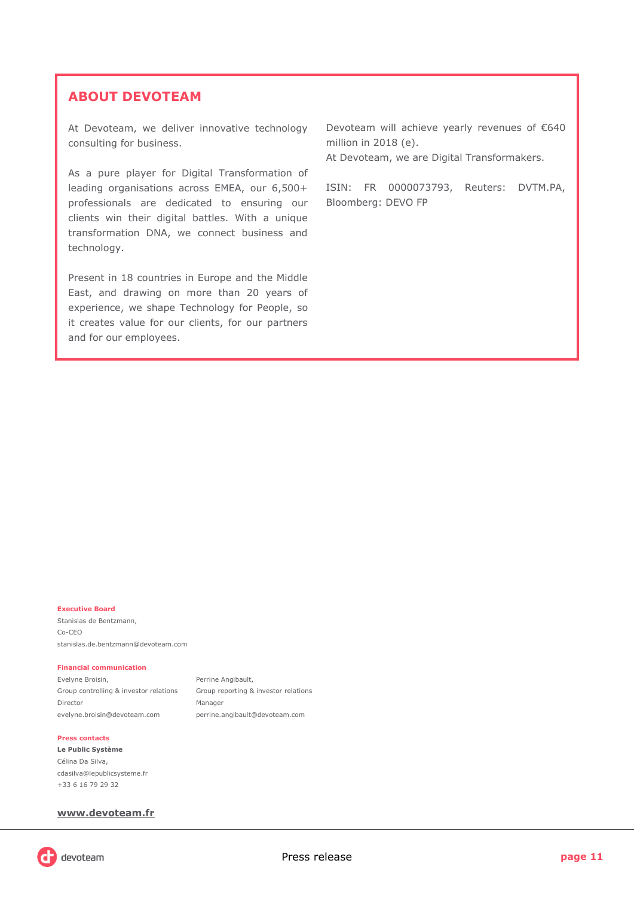## ABOUT DEVOTEAM

At Devoteam, we deliver innovative technology consulting for business.

As a pure player for Digital Transformation of leading organisations across EMEA, our 6,500+ professionals are dedicated to ensuring our clients win their digital battles. With a unique transformation DNA, we connect business and technology.

Present in 18 countries in Europe and the Middle East, and drawing on more than 20 years of experience, we shape Technology for People, so it creates value for our clients, for our partners and for our employees.

Devoteam will achieve yearly revenues of €640 million in 2018 (e).
At Devoteam, we are Digital Transformakers.

ISIN: FR 0000073793, Reuters: DVTM.PA, Bloomberg: DEVO FP

**Executive Board**
Stanislas de Bentzmann,
Co-CEO
stanislas.de.bentzmann@devoteam.com

**Financial communication**

Evelyne Broisin,
Group controlling & investor relations Director
evelyne.broisin@devoteam.com

Perrine Angibault,
Group reporting & investor relations Manager
perrine.angibault@devoteam.com

**Press contacts**
**Le Public Système**
Célina Da Silva,
cdasilva@lepublicsysteme.fr
+33 6 16 79 29 32

**www.devoteam.fr**